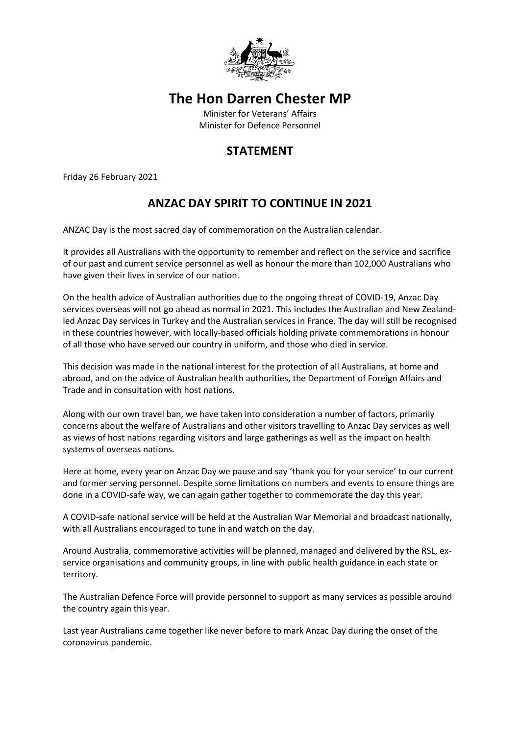# The Hon Darren Chester MP

Minister for Veterans' Affairs
Minister for Defence Personnel

## STATEMENT

Friday 26 February 2021

## ANZAC DAY SPIRIT TO CONTINUE IN 2021

ANZAC Day is the most sacred day of commemoration on the Australian calendar.

It provides all Australians with the opportunity to remember and reflect on the service and sacrifice of our past and current service personnel as well as honour the more than 102,000 Australians who have given their lives in service of our nation.

On the health advice of Australian authorities due to the ongoing threat of COVID-19, Anzac Day services overseas will not go ahead as normal in 2021. This includes the Australian and New Zealand-led Anzac Day services in Turkey and the Australian services in France. The day will still be recognised in these countries however, with locally-based officials holding private commemorations in honour of all those who have served our country in uniform, and those who died in service.

This decision was made in the national interest for the protection of all Australians, at home and abroad, and on the advice of Australian health authorities, the Department of Foreign Affairs and Trade and in consultation with host nations.

Along with our own travel ban, we have taken into consideration a number of factors, primarily concerns about the welfare of Australians and other visitors travelling to Anzac Day services as well as views of host nations regarding visitors and large gatherings as well as the impact on health systems of overseas nations.

Here at home, every year on Anzac Day we pause and say 'thank you for your service' to our current and former serving personnel. Despite some limitations on numbers and events to ensure things are done in a COVID-safe way, we can again gather together to commemorate the day this year.

A COVID-safe national service will be held at the Australian War Memorial and broadcast nationally, with all Australians encouraged to tune in and watch on the day.

Around Australia, commemorative activities will be planned, managed and delivered by the RSL, ex-service organisations and community groups, in line with public health guidance in each state or territory.

The Australian Defence Force will provide personnel to support as many services as possible around the country again this year.

Last year Australians came together like never before to mark Anzac Day during the onset of the coronavirus pandemic.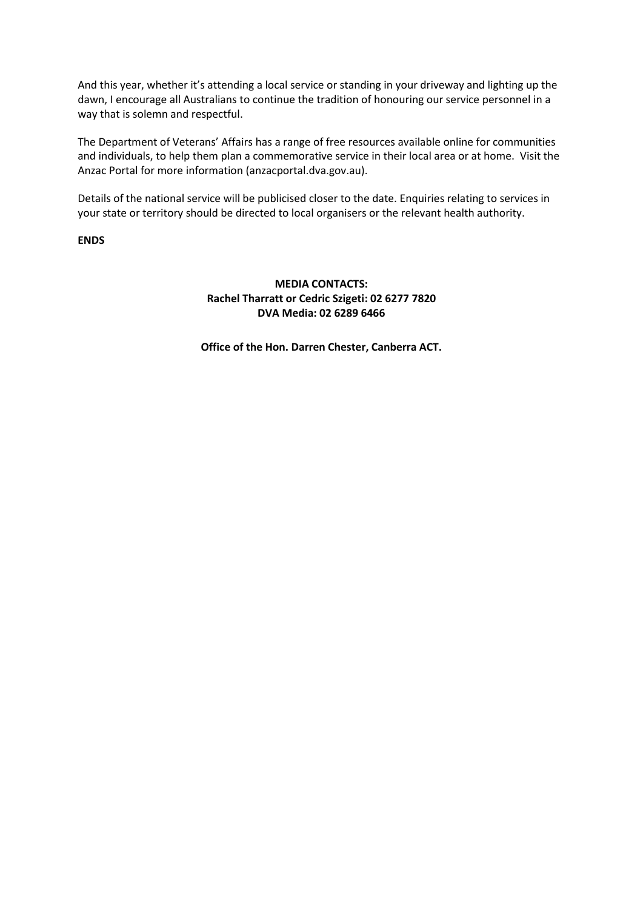And this year, whether it's attending a local service or standing in your driveway and lighting up the dawn, I encourage all Australians to continue the tradition of honouring our service personnel in a way that is solemn and respectful.

The Department of Veterans' Affairs has a range of free resources available online for communities and individuals, to help them plan a commemorative service in their local area or at home. Visit the Anzac Portal for more information (anzacportal.dva.gov.au).

Details of the national service will be publicised closer to the date. Enquiries relating to services in your state or territory should be directed to local organisers or the relevant health authority.

**ENDS**

**MEDIA CONTACTS:**
**Rachel Tharratt or Cedric Szigeti: 02 6277 7820**
**DVA Media: 02 6289 6466**

**Office of the Hon. Darren Chester, Canberra ACT.**